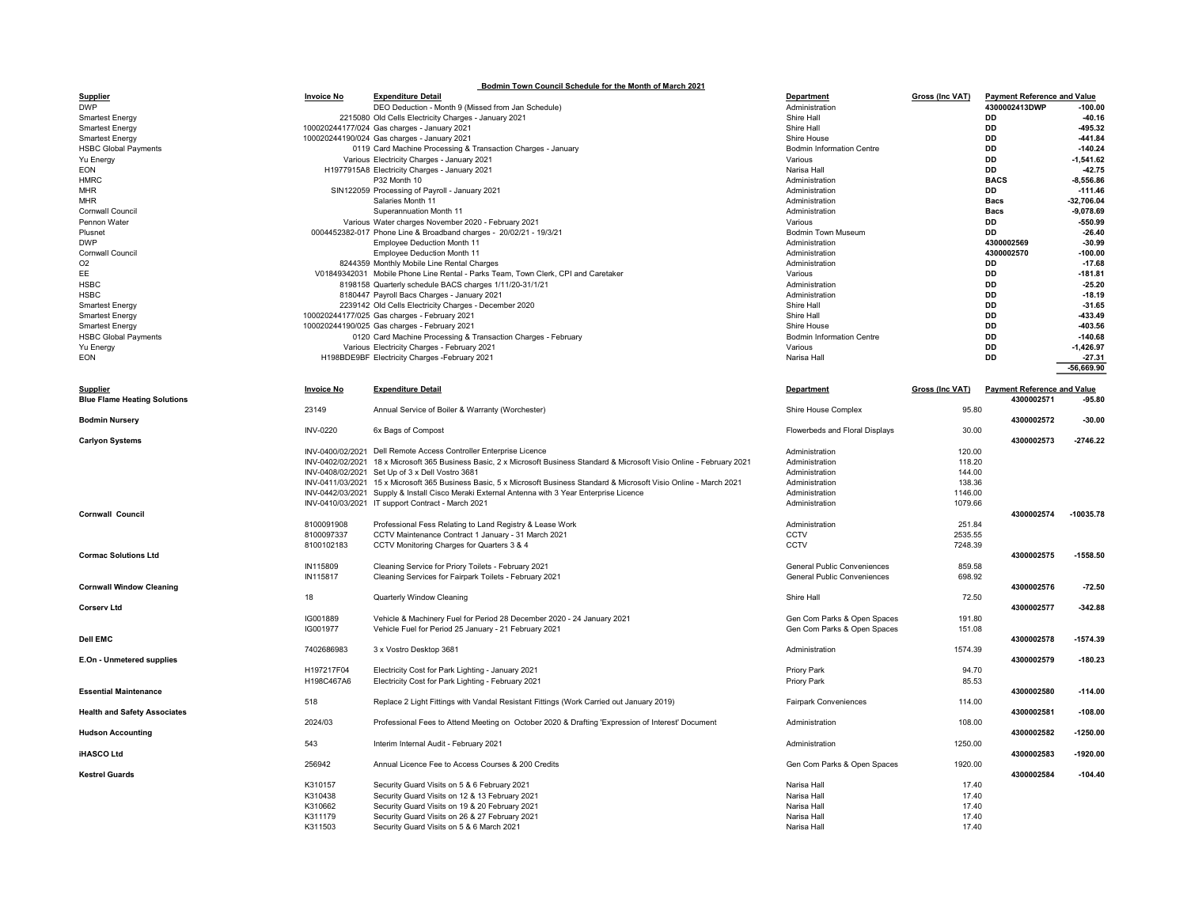**Bodmin Town Council Schedule for the Month of March 2021**

| Supplier | Invoice No | Expenditure Detail | Department | Gross (Inc VAT) | Payment Reference and Value | |
|---|---|---|---|---|---|---|
| DWP | | DEO Deduction - Month 9 (Missed from Jan Schedule) | Administration | | 4300002413DWP | -100.00 |
| Smartest Energy | 2215080 | Old Cells Electricity Charges - January 2021 | Shire Hall | | DD | -40.16 |
| Smartest Energy | 100020244177/024 | Gas charges - January 2021 | Shire Hall | | DD | -495.32 |
| Smartest Energy | 100020244190/024 | Gas charges - January 2021 | Shire House | | DD | -441.84 |
| HSBC Global Payments | 0119 | Card Machine Processing & Transaction Charges - January | Bodmin Information Centre | | DD | -140.24 |
| Yu Energy | Various | Electricity Charges - January 2021 | Various | | DD | -1,541.62 |
| EON | H1977915A8 | Electricity Charges - January 2021 | Narisa Hall | | DD | -42.75 |
| HMRC | | P32 Month 10 | Administration | | BACS | -8,556.86 |
| MHR | SIN122059 | Processing of Payroll - January 2021 | Administration | | DD | -111.46 |
| MHR | | Salaries Month 11 | Administration | | Bacs | -32,706.04 |
| Cornwall Council | | Superannuation Month 11 | Administration | | Bacs | -9,078.69 |
| Pennon Water | Various | Water charges November 2020 - February 2021 | Various | | DD | -550.99 |
| Plusnet | 0004452382-017 | Phone Line & Broadband charges - 20/02/21 - 19/3/21 | Bodmin Town Museum | | DD | -26.40 |
| DWP | | Employee Deduction Month 11 | Administration | | 4300002569 | -30.99 |
| Cornwall Council | | Employee Deduction Month 11 | Administration | | 4300002570 | -100.00 |
| O2 | 8244359 | Monthly Mobile Line Rental Charges | Administration | | DD | -17.68 |
| EE | V01849342031 | Mobile Phone Line Rental - Parks Team, Town Clerk, CPI and Caretaker | Various | | DD | -181.81 |
| HSBC | 8198158 | Quarterly schedule BACS charges 1/11/20-31/1/21 | Administration | | DD | -25.20 |
| HSBC | 8180447 | Payroll Bacs Charges - January 2021 | Administration | | DD | -18.19 |
| Smartest Energy | 2239142 | Old Cells Electricity Charges - December 2020 | Shire Hall | | DD | -31.65 |
| Smartest Energy | 100020244177/025 | Gas charges - February 2021 | Shire Hall | | DD | -433.49 |
| Smartest Energy | 100020244190/025 | Gas charges - February 2021 | Shire House | | DD | -403.56 |
| HSBC Global Payments | 0120 | Card Machine Processing & Transaction Charges - February | Bodmin Information Centre | | DD | -140.68 |
| Yu Energy | Various | Electricity Charges - February 2021 | Various | | DD | -1,426.97 |
| EON | H198BDE9BF | Electricity Charges -February 2021 | Narisa Hall | | DD | -27.31 |
| | | | | | | -56,669.90 |

| Supplier | Invoice No | Expenditure Detail | Department | Gross (Inc VAT) | Payment Reference and Value | |
|---|---|---|---|---|---|---|
| **Blue Flame Heating Solutions** | | | | | 4300002571 | -95.80 |
| | 23149 | Annual Service of Boiler & Warranty (Worchester) | Shire House Complex | 95.80 | | |
| **Bodmin Nursery** | | | | | 4300002572 | -30.00 |
| | INV-0220 | 6x Bags of Compost | Flowerbeds and Floral Displays | 30.00 | | |
| **Carlyon Systems** | | | | | 4300002573 | -2746.22 |
| | INV-0400/02/2021 | Dell Remote Access Controller Enterprise Licence | Administration | 120.00 | | |
| | INV-0402/02/2021 | 18 x Microsoft 365 Business Basic, 2 x Microsoft Business Standard & Microsoft Visio Online - February 2021 | Administration | 118.20 | | |
| | INV-0408/02/2021 | Set Up of 3 x Dell Vostro 3681 | Administration | 144.00 | | |
| | INV-0411/03/2021 | 15 x Microsoft 365 Business Basic, 5 x Microsoft Business Standard & Microsoft Visio Online - March 2021 | Administration | 138.36 | | |
| | INV-0442/03/2021 | Supply & Install Cisco Meraki External Antenna with 3 Year Enterprise Licence | Administration | 1146.00 | | |
| | INV-0410/03/2021 | IT support Contract - March 2021 | Administration | 1079.66 | | |
| **Cornwall Council** | | | | | 4300002574 | -10035.78 |
| | 8100091908 | Professional Fess Relating to Land Registry & Lease Work | Administration | 251.84 | | |
| | 8100097337 | CCTV Maintenance Contract 1 January - 31 March 2021 | CCTV | 2535.55 | | |
| | 8100102183 | CCTV Monitoring Charges for Quarters 3 & 4 | CCTV | 7248.39 | | |
| **Cormac Solutions Ltd** | | | | | 4300002575 | -1558.50 |
| | IN115809 | Cleaning Service for Priory Toilets - February 2021 | General Public Conveniences | 859.58 | | |
| | IN115817 | Cleaning Services for Fairpark Toilets - February 2021 | General Public Conveniences | 698.92 | | |
| **Cornwall Window Cleaning** | | | | | 4300002576 | -72.50 |
| | 18 | Quarterly Window Cleaning | Shire Hall | 72.50 | | |
| **Corserv Ltd** | | | | | 4300002577 | -342.88 |
| | IG001889 | Vehicle & Machinery Fuel for Period 28 December 2020 - 24 January 2021 | Gen Com Parks & Open Spaces | 191.80 | | |
| | IG001977 | Vehicle Fuel for Period 25 January - 21 February 2021 | Gen Com Parks & Open Spaces | 151.08 | | |
| **Dell EMC** | | | | | 4300002578 | -1574.39 |
| | 7402686983 | 3 x Vostro Desktop 3681 | Administration | 1574.39 | | |
| **E.On - Unmetered supplies** | | | | | 4300002579 | -180.23 |
| | H197217F04 | Electricity Cost for Park Lighting - January 2021 | Priory Park | 94.70 | | |
| | H198C467A6 | Electricity Cost for Park Lighting - February 2021 | Priory Park | 85.53 | | |
| **Essential Maintenance** | | | | | 4300002580 | -114.00 |
| | 518 | Replace 2 Light Fittings with Vandal Resistant Fittings (Work Carried out January 2019) | Fairpark Conveniences | 114.00 | | |
| **Health and Safety Associates** | | | | | 4300002581 | -108.00 |
| | 2024/03 | Professional Fees to Attend Meeting on October 2020 & Drafting 'Expression of Interest' Document | Administration | 108.00 | | |
| **Hudson Accounting** | | | | | 4300002582 | -1250.00 |
| | 543 | Interim Internal Audit - February 2021 | Administration | 1250.00 | | |
| **iHASCO Ltd** | | | | | 4300002583 | -1920.00 |
| | 256942 | Annual Licence Fee to Access Courses & 200 Credits | Gen Com Parks & Open Spaces | 1920.00 | | |
| **Kestrel Guards** | | | | | 4300002584 | -104.40 |
| | K310157 | Security Guard Visits on 5 & 6 February 2021 | Narisa Hall | 17.40 | | |
| | K310438 | Security Guard Visits on 12 & 13 February 2021 | Narisa Hall | 17.40 | | |
| | K310662 | Security Guard Visits on 19 & 20 February 2021 | Narisa Hall | 17.40 | | |
| | K311179 | Security Guard Visits on 26 & 27 February 2021 | Narisa Hall | 17.40 | | |
| | K311503 | Security Guard Visits on 5 & 6 March 2021 | Narisa Hall | 17.40 | | |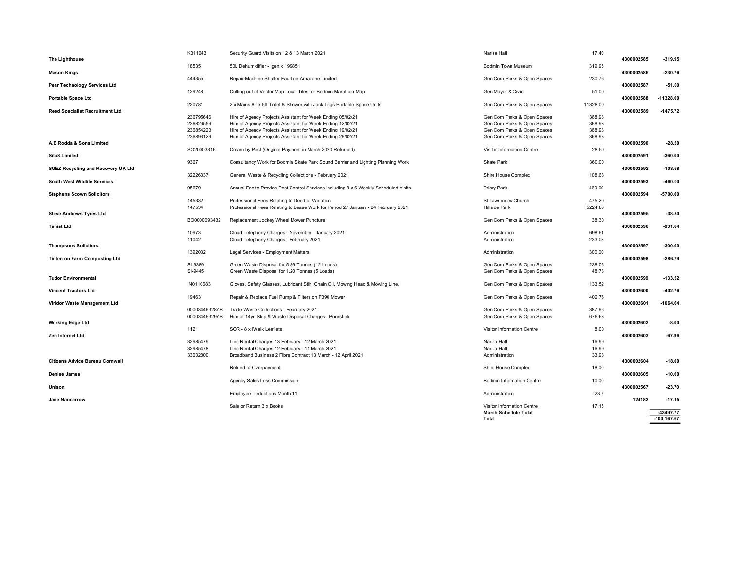| | | | | | | |
|---|---|---|---|---|---|---|
| | K311643 | Security Guard Visits on 12 & 13 March 2021 | Narisa Hall | 17.40 | | |
| **The Lighthouse** | | | | | **4300002585** | **-319.95** |
| | 18535 | 50L Dehumidifier - Igenix 199851 | Bodmin Town Museum | 319.95 | | |
| **Mason Kings** | | | | | **4300002586** | **-230.76** |
| | 444355 | Repair Machine Shutter Fault on Amazone Limited | Gen Com Parks & Open Spaces | 230.76 | | |
| **Pear Technology Services Ltd** | | | | | **4300002587** | **-51.00** |
| | 129248 | Cutting out of Vector Map Local Tiles for Bodmin Marathon Map | Gen Mayor & Civic | 51.00 | | |
| **Portable Space Ltd** | | | | | **4300002588** | **-11328.00** |
| | 220781 | 2 x Mains 8ft x 5ft Toilet & Shower with Jack Legs Portable Space Units | Gen Com Parks & Open Spaces | 11328.00 | | |
| **Reed Specialist Recruitment Ltd** | | | | | **4300002589** | **-1475.72** |
| | 236795646 | Hire of Agency Projects Assistant for Week Ending 05/02/21 | Gen Com Parks & Open Spaces | 368.93 | | |
| | 236826559 | Hire of Agency Projects Assistant for Week Ending 12/02/21 | Gen Com Parks & Open Spaces | 368.93 | | |
| | 236854223 | Hire of Agency Projects Assistant for Week Ending 19/02/21 | Gen Com Parks & Open Spaces | 368.93 | | |
| | 236893129 | Hire of Agency Projects Assistant for Week Ending 26/02/21 | Gen Com Parks & Open Spaces | 368.93 | | |
| **A.E Rodda & Sons Limited** | | | | | **4300002590** | **-28.50** |
| | SO20003316 | Cream by Post (Original Payment in March 2020 Returned) | Visitor Information Centre | 28.50 | | |
| **Situ8 Limited** | | | | | **4300002591** | **-360.00** |
| | 9367 | Consultancy Work for Bodmin Skate Park Sound Barrier and Lighting Planning Work | Skate Park | 360.00 | | |
| **SUEZ Recycling and Recovery UK Ltd** | | | | | **4300002592** | **-108.68** |
| | 32226337 | General Waste & Recycling Collections - February 2021 | Shire House Complex | 108.68 | | |
| **South West Wildlife Services** | | | | | **4300002593** | **-460.00** |
| | 95679 | Annual Fee to Provide Pest Control Services.Including 8 x 6 Weekly Scheduled Visits | Priory Park | 460.00 | | |
| **Stephens Scown Solicitors** | | | | | **4300002594** | **-5700.00** |
| | 145332 | Professional Fees Relating to Deed of Variation | St Lawrences Church | 475.20 | | |
| | 147534 | Professional Fees Relating to Lease Work for Period 27 January - 24 February 2021 | Hillside Park | 5224.80 | | |
| **Steve Andrews Tyres Ltd** | | | | | **4300002595** | **-38.30** |
| | BO0000093432 | Replacement Jockey Wheel Mower Puncture | Gen Com Parks & Open Spaces | 38.30 | | |
| **Tanist Ltd** | | | | | **4300002596** | **-931.64** |
| | 10973 | Cloud Telephony Charges - November - January 2021 | Administration | 698.61 | | |
| | 11042 | Cloud Telephony Charges - February 2021 | Administration | 233.03 | | |
| **Thompsons Solicitors** | | | | | **4300002597** | **-300.00** |
| | 1392032 | Legal Services - Employment Matters | Administration | 300.00 | | |
| **Tinten on Farm Composting Ltd** | | | | | **4300002598** | **-286.79** |
| | SI-9389 | Green Waste Disposal for 5.86 Tonnes (12 Loads) | Gen Com Parks & Open Spaces | 238.06 | | |
| | SI-9445 | Green Waste Disposal for 1.20 Tonnes (5 Loads) | Gen Com Parks & Open Spaces | 48.73 | | |
| **Tudor Environmental** | | | | | **4300002599** | **-133.52** |
| | IN0110683 | Gloves, Safety Glasses, Lubricant Stihl Chain Oil, Mowing Head & Mowing Line. | Gen Com Parks & Open Spaces | 133.52 | | |
| **Vincent Tractors Ltd** | | | | | **4300002600** | **-402.76** |
| | 194631 | Repair & Replace Fuel Pump & Filters on F390 Mower | Gen Com Parks & Open Spaces | 402.76 | | |
| **Viridor Waste Management Ltd** | | | | | **4300002601** | **-1064.64** |
| | 00003446328AB | Trade Waste Collections - February 2021 | Gen Com Parks & Open Spaces | 387.96 | | |
| | 00003446329AB | Hire of 14yd Skip & Waste Disposal Charges - Poorsfield | Gen Com Parks & Open Spaces | 676.68 | | |
| **Working Edge Ltd** | | | | | **4300002602** | **-8.00** |
| | 1121 | SOR - 8 x iWalk Leaflets | Visitor Information Centre | 8.00 | | |
| **Zen Internet Ltd** | | | | | **4300002603** | **-67.96** |
| | 32985479 | Line Rental Charges 13 February - 12 March 2021 | Narisa Hall | 16.99 | | |
| | 32985478 | Line Rental Charges 12 February - 11 March 2021 | Narisa Hall | 16.99 | | |
| | 33032800 | Broadband Business 2 Fibre Contract 13 March - 12 April 2021 | Administration | 33.98 | | |
| **Citizens Advice Bureau Cornwall** | | | | | **4300002604** | **-18.00** |
| | | Refund of Overpayment | Shire House Complex | 18.00 | | |
| **Denise James** | | | | | **4300002605** | **-10.00** |
| | | Agency Sales Less Commission | Bodmin Information Centre | 10.00 | | |
| **Unison** | | | | | **4300002567** | **-23.70** |
| | | Employee Deductions Month 11 | Administration | 23.7 | | |
| **Jane Nancarrow** | | | | | **124182** | **-17.15** |
| | | Sale or Return 3 x Books | Visitor Information Centre | 17.15 | | |
| | | | **March Schedule Total** | | | -43497.77 |
| | | | **Total** | | | -100,167.67 |